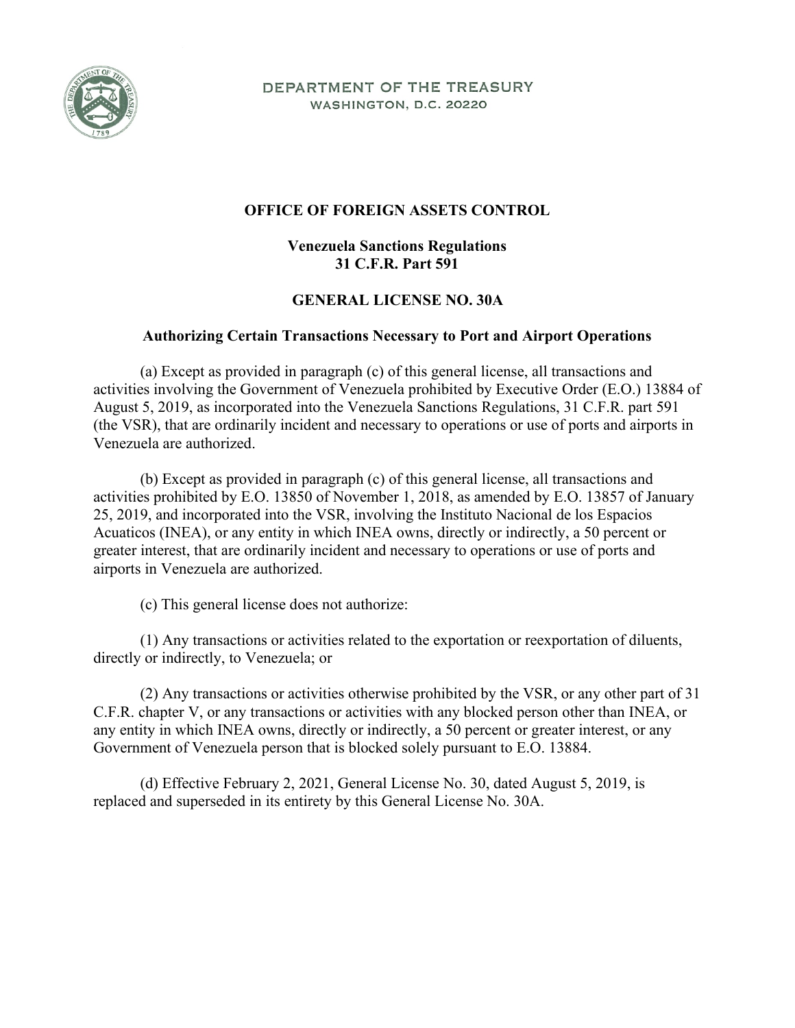DEPARTMENT OF THE TREASURY
WASHINGTON, D.C. 20220

**OFFICE OF FOREIGN ASSETS CONTROL**

**Venezuela Sanctions Regulations**
**31 C.F.R. Part 591**

**GENERAL LICENSE NO. 30A**

**Authorizing Certain Transactions Necessary to Port and Airport Operations**

(a) Except as provided in paragraph (c) of this general license, all transactions and activities involving the Government of Venezuela prohibited by Executive Order (E.O.) 13884 of August 5, 2019, as incorporated into the Venezuela Sanctions Regulations, 31 C.F.R. part 591 (the VSR), that are ordinarily incident and necessary to operations or use of ports and airports in Venezuela are authorized.

(b) Except as provided in paragraph (c) of this general license, all transactions and activities prohibited by E.O. 13850 of November 1, 2018, as amended by E.O. 13857 of January 25, 2019, and incorporated into the VSR, involving the Instituto Nacional de los Espacios Acuaticos (INEA), or any entity in which INEA owns, directly or indirectly, a 50 percent or greater interest, that are ordinarily incident and necessary to operations or use of ports and airports in Venezuela are authorized.

(c) This general license does not authorize:

(1) Any transactions or activities related to the exportation or reexportation of diluents, directly or indirectly, to Venezuela; or

(2) Any transactions or activities otherwise prohibited by the VSR, or any other part of 31 C.F.R. chapter V, or any transactions or activities with any blocked person other than INEA, or any entity in which INEA owns, directly or indirectly, a 50 percent or greater interest, or any Government of Venezuela person that is blocked solely pursuant to E.O. 13884.

(d) Effective February 2, 2021, General License No. 30, dated August 5, 2019, is replaced and superseded in its entirety by this General License No. 30A.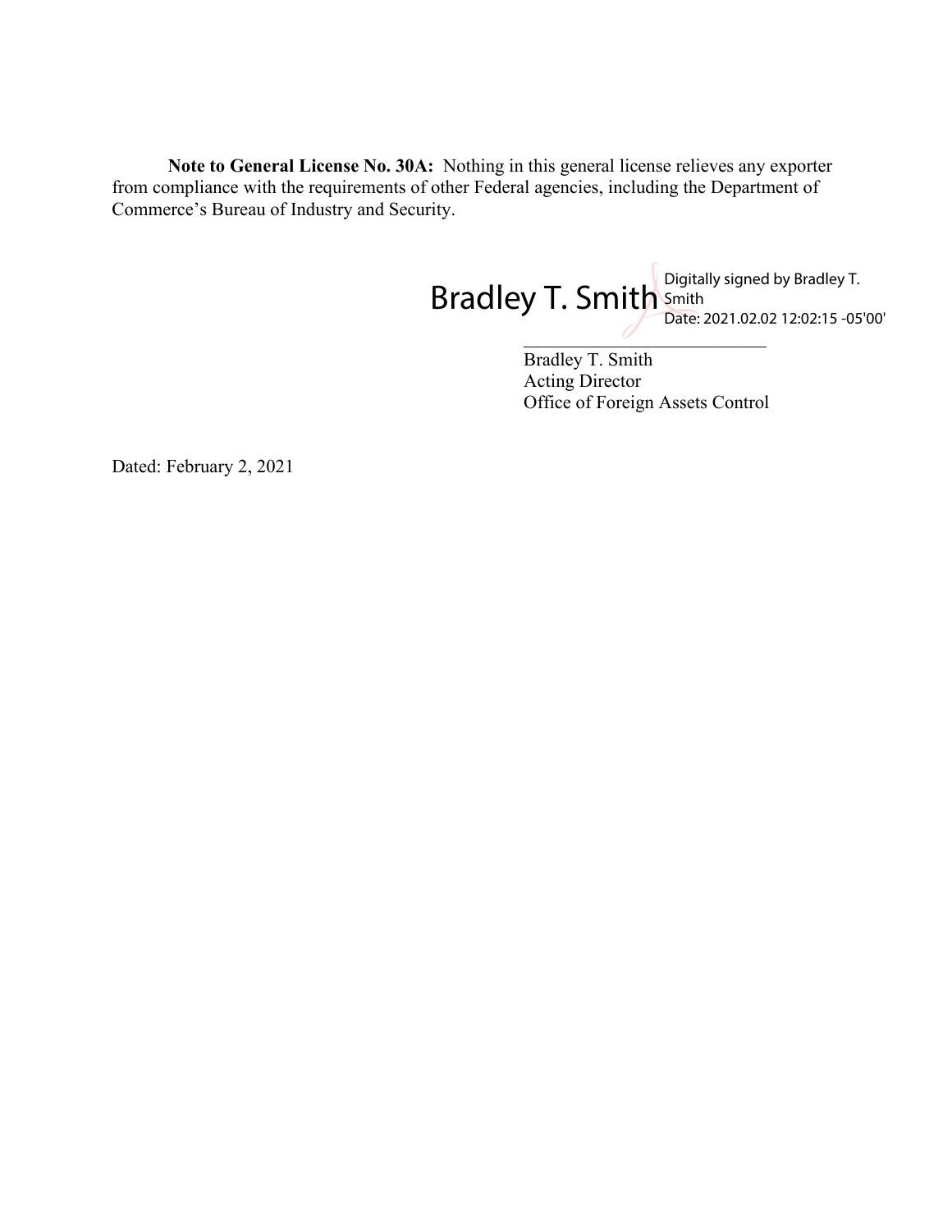**Note to General License No. 30A:** Nothing in this general license relieves any exporter from compliance with the requirements of other Federal agencies, including the Department of Commerce's Bureau of Industry and Security.

Bradley T. Smith
Digitally signed by Bradley T. Smith
Date: 2021.02.02 12:02:15 -05'00'

Bradley T. Smith
Acting Director
Office of Foreign Assets Control

Dated: February 2, 2021